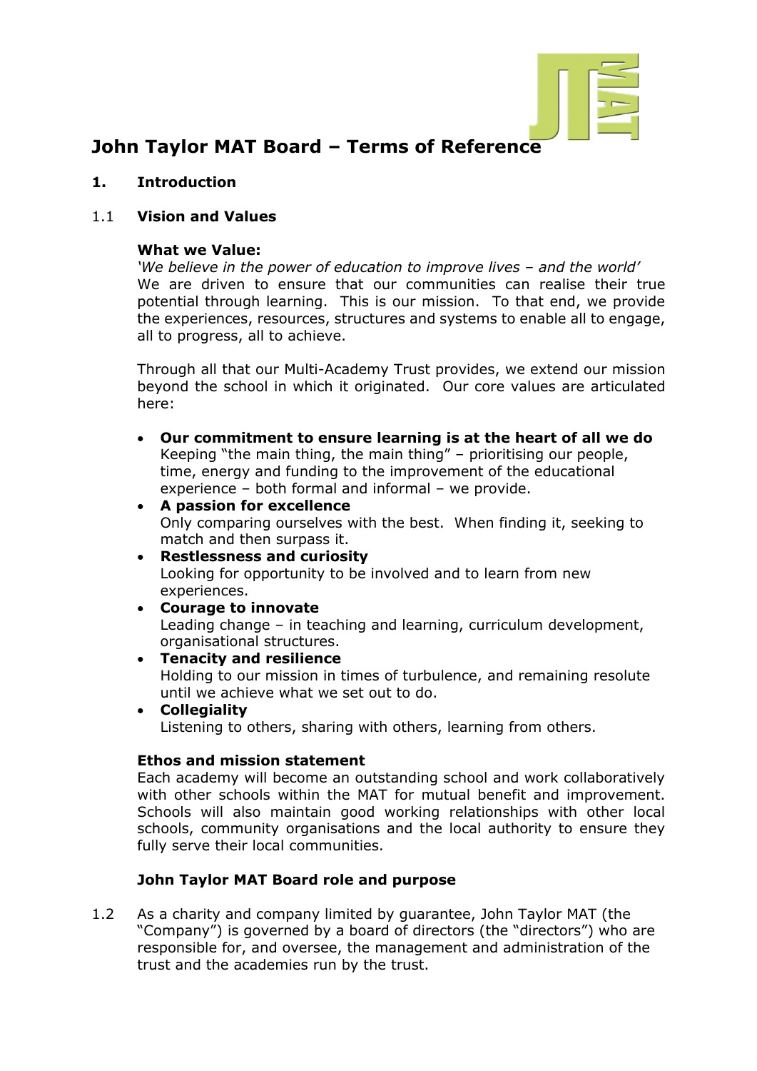# John Taylor MAT Board – Terms of Reference

## 1. Introduction

### 1.1 Vision and Values

**What we Value:**

*'We believe in the power of education to improve lives – and the world'*
We are driven to ensure that our communities can realise their true potential through learning. This is our mission. To that end, we provide the experiences, resources, structures and systems to enable all to engage, all to progress, all to achieve.

Through all that our Multi-Academy Trust provides, we extend our mission beyond the school in which it originated. Our core values are articulated here:

- **Our commitment to ensure learning is at the heart of all we do**
  Keeping "the main thing, the main thing" – prioritising our people, time, energy and funding to the improvement of the educational experience – both formal and informal – we provide.
- **A passion for excellence**
  Only comparing ourselves with the best. When finding it, seeking to match and then surpass it.
- **Restlessness and curiosity**
  Looking for opportunity to be involved and to learn from new experiences.
- **Courage to innovate**
  Leading change – in teaching and learning, curriculum development, organisational structures.
- **Tenacity and resilience**
  Holding to our mission in times of turbulence, and remaining resolute until we achieve what we set out to do.
- **Collegiality**
  Listening to others, sharing with others, learning from others.

**Ethos and mission statement**

Each academy will become an outstanding school and work collaboratively with other schools within the MAT for mutual benefit and improvement. Schools will also maintain good working relationships with other local schools, community organisations and the local authority to ensure they fully serve their local communities.

**John Taylor MAT Board role and purpose**

1.2 As a charity and company limited by guarantee, John Taylor MAT (the "Company") is governed by a board of directors (the "directors") who are responsible for, and oversee, the management and administration of the trust and the academies run by the trust.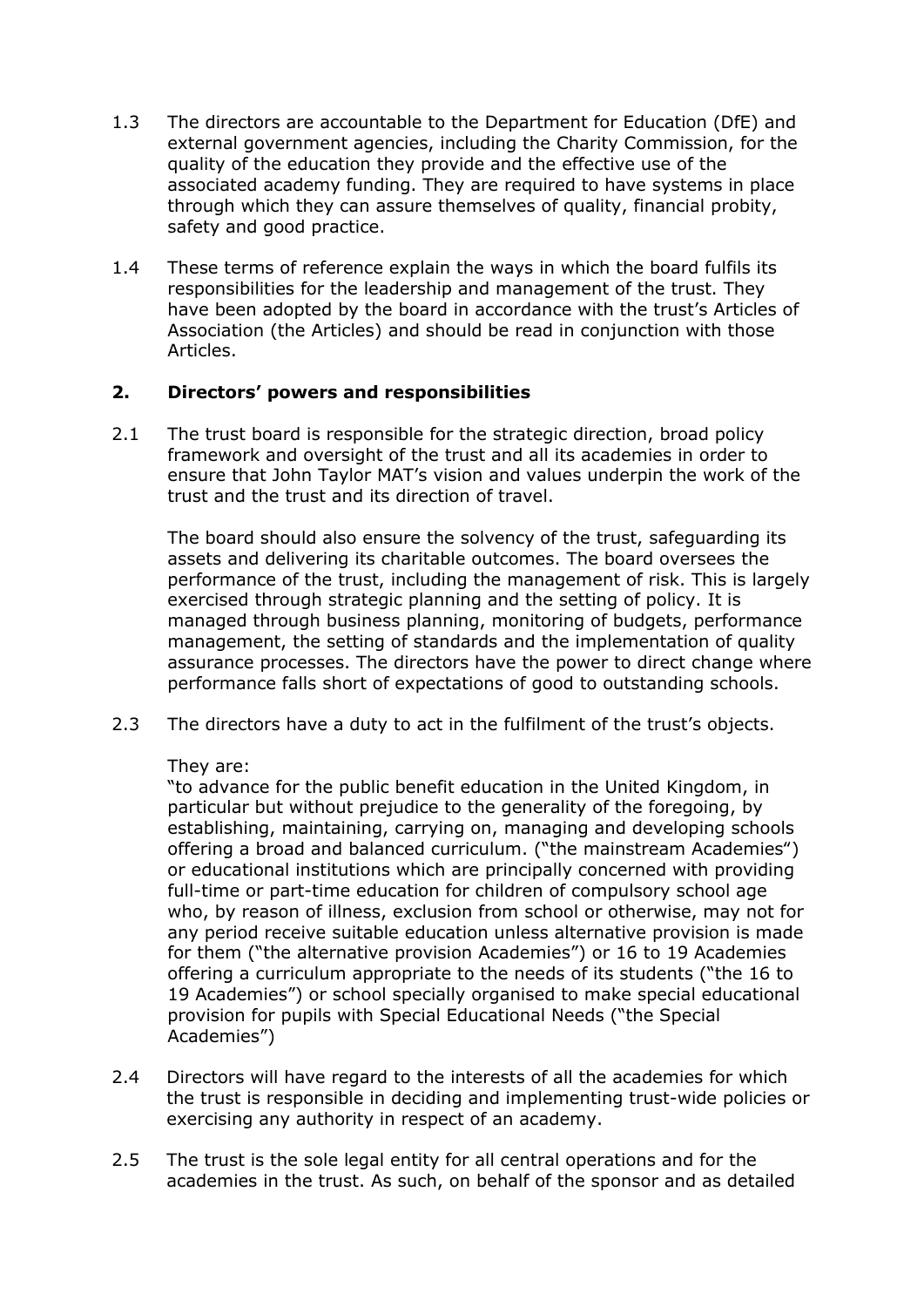1.3 The directors are accountable to the Department for Education (DfE) and external government agencies, including the Charity Commission, for the quality of the education they provide and the effective use of the associated academy funding. They are required to have systems in place through which they can assure themselves of quality, financial probity, safety and good practice.

1.4 These terms of reference explain the ways in which the board fulfils its responsibilities for the leadership and management of the trust. They have been adopted by the board in accordance with the trust's Articles of Association (the Articles) and should be read in conjunction with those Articles.

## 2. Directors' powers and responsibilities

2.1 The trust board is responsible for the strategic direction, broad policy framework and oversight of the trust and all its academies in order to ensure that John Taylor MAT's vision and values underpin the work of the trust and the trust and its direction of travel.

The board should also ensure the solvency of the trust, safeguarding its assets and delivering its charitable outcomes. The board oversees the performance of the trust, including the management of risk. This is largely exercised through strategic planning and the setting of policy. It is managed through business planning, monitoring of budgets, performance management, the setting of standards and the implementation of quality assurance processes. The directors have the power to direct change where performance falls short of expectations of good to outstanding schools.

2.3 The directors have a duty to act in the fulfilment of the trust's objects.

They are:
"to advance for the public benefit education in the United Kingdom, in particular but without prejudice to the generality of the foregoing, by establishing, maintaining, carrying on, managing and developing schools offering a broad and balanced curriculum. ("the mainstream Academies") or educational institutions which are principally concerned with providing full-time or part-time education for children of compulsory school age who, by reason of illness, exclusion from school or otherwise, may not for any period receive suitable education unless alternative provision is made for them ("the alternative provision Academies") or 16 to 19 Academies offering a curriculum appropriate to the needs of its students ("the 16 to 19 Academies") or school specially organised to make special educational provision for pupils with Special Educational Needs ("the Special Academies")

2.4 Directors will have regard to the interests of all the academies for which the trust is responsible in deciding and implementing trust-wide policies or exercising any authority in respect of an academy.

2.5 The trust is the sole legal entity for all central operations and for the academies in the trust. As such, on behalf of the sponsor and as detailed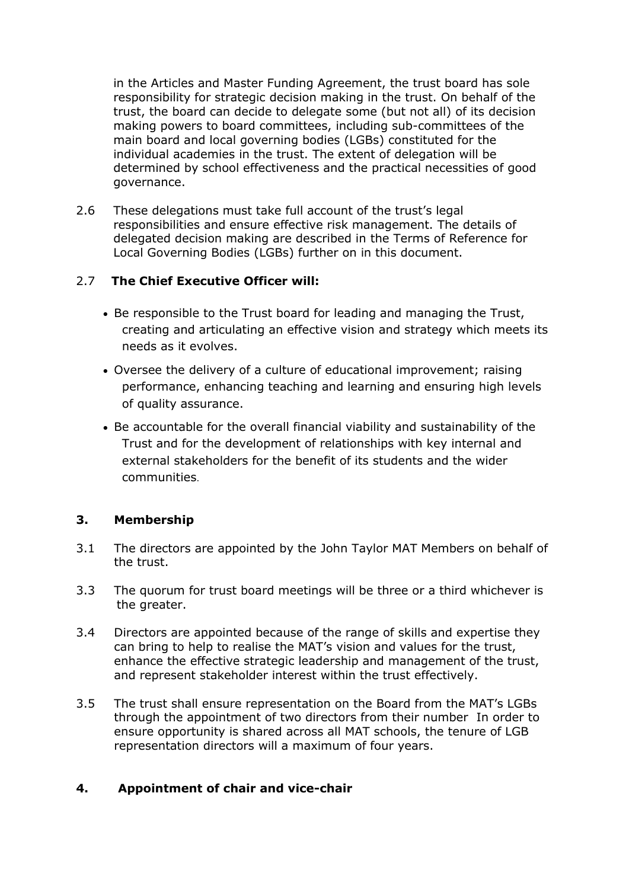in the Articles and Master Funding Agreement, the trust board has sole responsibility for strategic decision making in the trust. On behalf of the trust, the board can decide to delegate some (but not all) of its decision making powers to board committees, including sub-committees of the main board and local governing bodies (LGBs) constituted for the individual academies in the trust. The extent of delegation will be determined by school effectiveness and the practical necessities of good governance.

2.6 These delegations must take full account of the trust's legal responsibilities and ensure effective risk management. The details of delegated decision making are described in the Terms of Reference for Local Governing Bodies (LGBs) further on in this document.

2.7 **The Chief Executive Officer will:**

- Be responsible to the Trust board for leading and managing the Trust, creating and articulating an effective vision and strategy which meets its needs as it evolves.
- Oversee the delivery of a culture of educational improvement; raising performance, enhancing teaching and learning and ensuring high levels of quality assurance.
- Be accountable for the overall financial viability and sustainability of the Trust and for the development of relationships with key internal and external stakeholders for the benefit of its students and the wider communities.

## 3. Membership

3.1 The directors are appointed by the John Taylor MAT Members on behalf of the trust.

3.3 The quorum for trust board meetings will be three or a third whichever is the greater.

3.4 Directors are appointed because of the range of skills and expertise they can bring to help to realise the MAT's vision and values for the trust, enhance the effective strategic leadership and management of the trust, and represent stakeholder interest within the trust effectively.

3.5 The trust shall ensure representation on the Board from the MAT's LGBs through the appointment of two directors from their number In order to ensure opportunity is shared across all MAT schools, the tenure of LGB representation directors will a maximum of four years.

## 4. Appointment of chair and vice-chair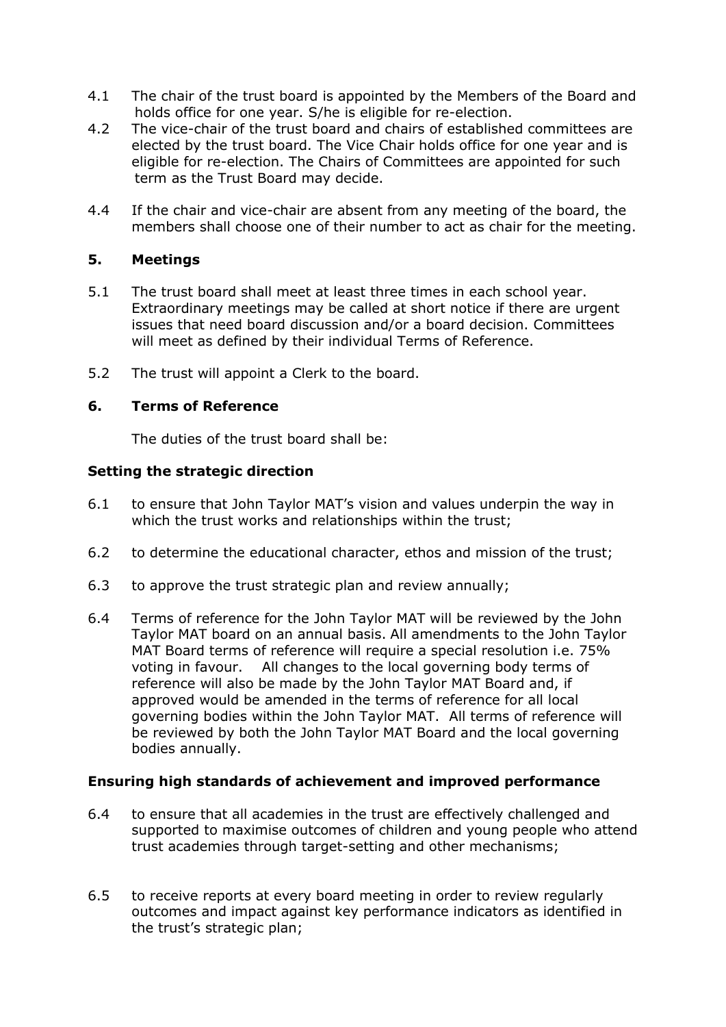4.1 The chair of the trust board is appointed by the Members of the Board and holds office for one year. S/he is eligible for re-election.

4.2 The vice-chair of the trust board and chairs of established committees are elected by the trust board. The Vice Chair holds office for one year and is eligible for re-election. The Chairs of Committees are appointed for such term as the Trust Board may decide.

4.4 If the chair and vice-chair are absent from any meeting of the board, the members shall choose one of their number to act as chair for the meeting.

## 5. Meetings

5.1 The trust board shall meet at least three times in each school year. Extraordinary meetings may be called at short notice if there are urgent issues that need board discussion and/or a board decision. Committees will meet as defined by their individual Terms of Reference.

5.2 The trust will appoint a Clerk to the board.

## 6. Terms of Reference

The duties of the trust board shall be:

### Setting the strategic direction

6.1 to ensure that John Taylor MAT's vision and values underpin the way in which the trust works and relationships within the trust;

6.2 to determine the educational character, ethos and mission of the trust;

6.3 to approve the trust strategic plan and review annually;

6.4 Terms of reference for the John Taylor MAT will be reviewed by the John Taylor MAT board on an annual basis. All amendments to the John Taylor MAT Board terms of reference will require a special resolution i.e. 75% voting in favour. All changes to the local governing body terms of reference will also be made by the John Taylor MAT Board and, if approved would be amended in the terms of reference for all local governing bodies within the John Taylor MAT. All terms of reference will be reviewed by both the John Taylor MAT Board and the local governing bodies annually.

### Ensuring high standards of achievement and improved performance

6.4 to ensure that all academies in the trust are effectively challenged and supported to maximise outcomes of children and young people who attend trust academies through target-setting and other mechanisms;

6.5 to receive reports at every board meeting in order to review regularly outcomes and impact against key performance indicators as identified in the trust's strategic plan;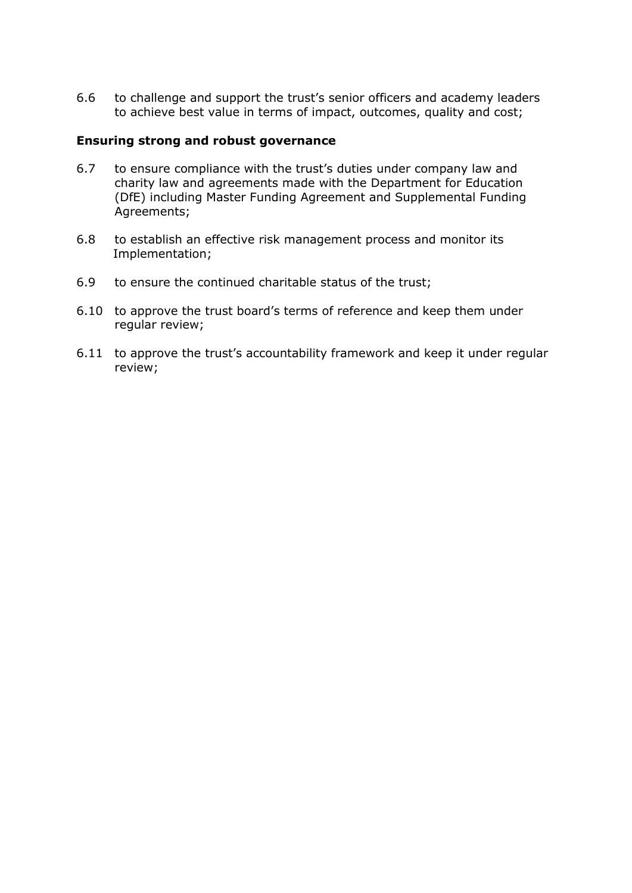6.6 to challenge and support the trust's senior officers and academy leaders to achieve best value in terms of impact, outcomes, quality and cost;

**Ensuring strong and robust governance**

6.7 to ensure compliance with the trust's duties under company law and charity law and agreements made with the Department for Education (DfE) including Master Funding Agreement and Supplemental Funding Agreements;

6.8 to establish an effective risk management process and monitor its Implementation;

6.9 to ensure the continued charitable status of the trust;

6.10 to approve the trust board's terms of reference and keep them under regular review;

6.11 to approve the trust's accountability framework and keep it under regular review;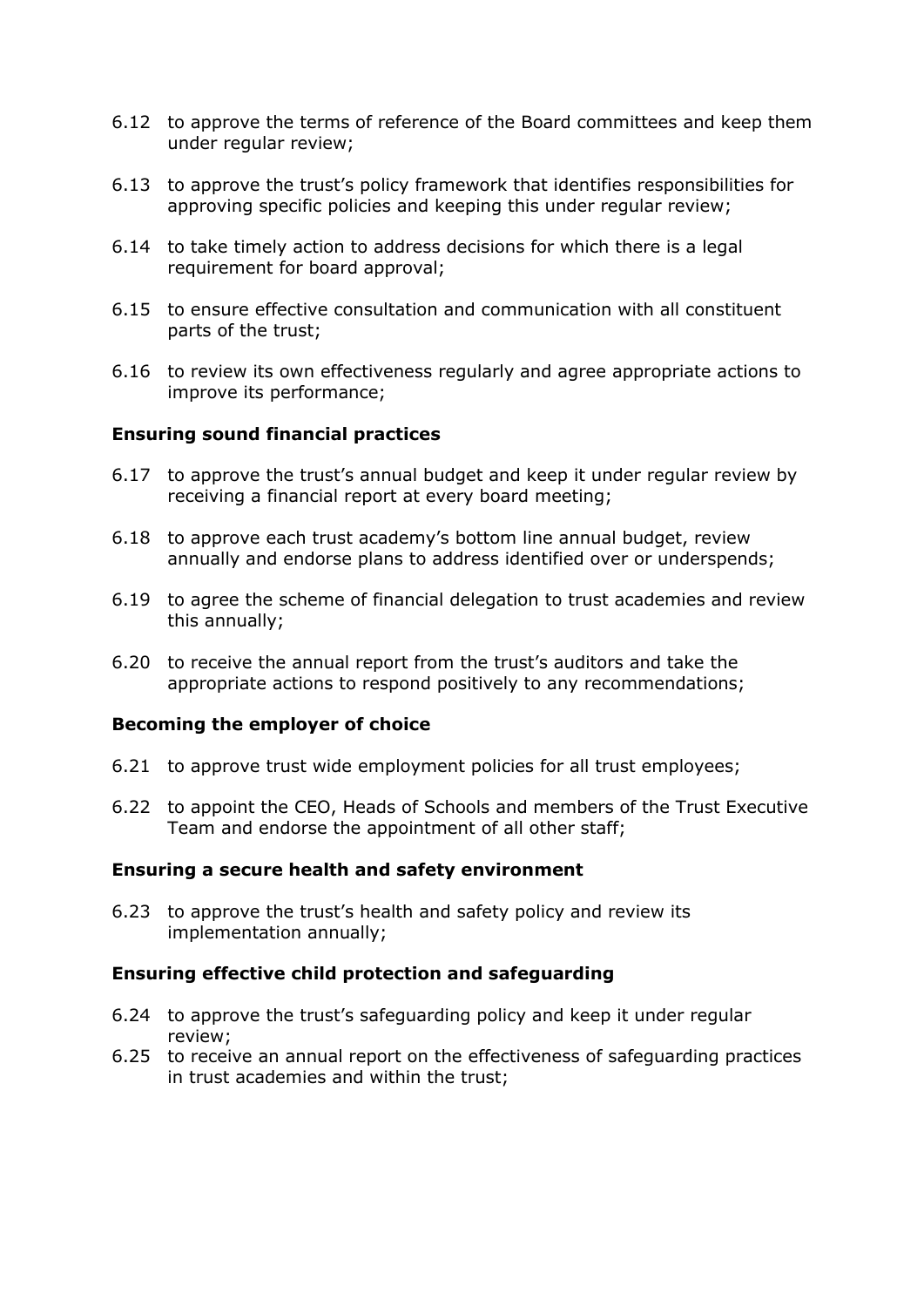6.12 to approve the terms of reference of the Board committees and keep them under regular review;

6.13 to approve the trust's policy framework that identifies responsibilities for approving specific policies and keeping this under regular review;

6.14 to take timely action to address decisions for which there is a legal requirement for board approval;

6.15 to ensure effective consultation and communication with all constituent parts of the trust;

6.16 to review its own effectiveness regularly and agree appropriate actions to improve its performance;

**Ensuring sound financial practices**

6.17 to approve the trust's annual budget and keep it under regular review by receiving a financial report at every board meeting;

6.18 to approve each trust academy's bottom line annual budget, review annually and endorse plans to address identified over or underspends;

6.19 to agree the scheme of financial delegation to trust academies and review this annually;

6.20 to receive the annual report from the trust's auditors and take the appropriate actions to respond positively to any recommendations;

**Becoming the employer of choice**

6.21 to approve trust wide employment policies for all trust employees;

6.22 to appoint the CEO, Heads of Schools and members of the Trust Executive Team and endorse the appointment of all other staff;

**Ensuring a secure health and safety environment**

6.23 to approve the trust's health and safety policy and review its implementation annually;

**Ensuring effective child protection and safeguarding**

6.24 to approve the trust's safeguarding policy and keep it under regular review;

6.25 to receive an annual report on the effectiveness of safeguarding practices in trust academies and within the trust;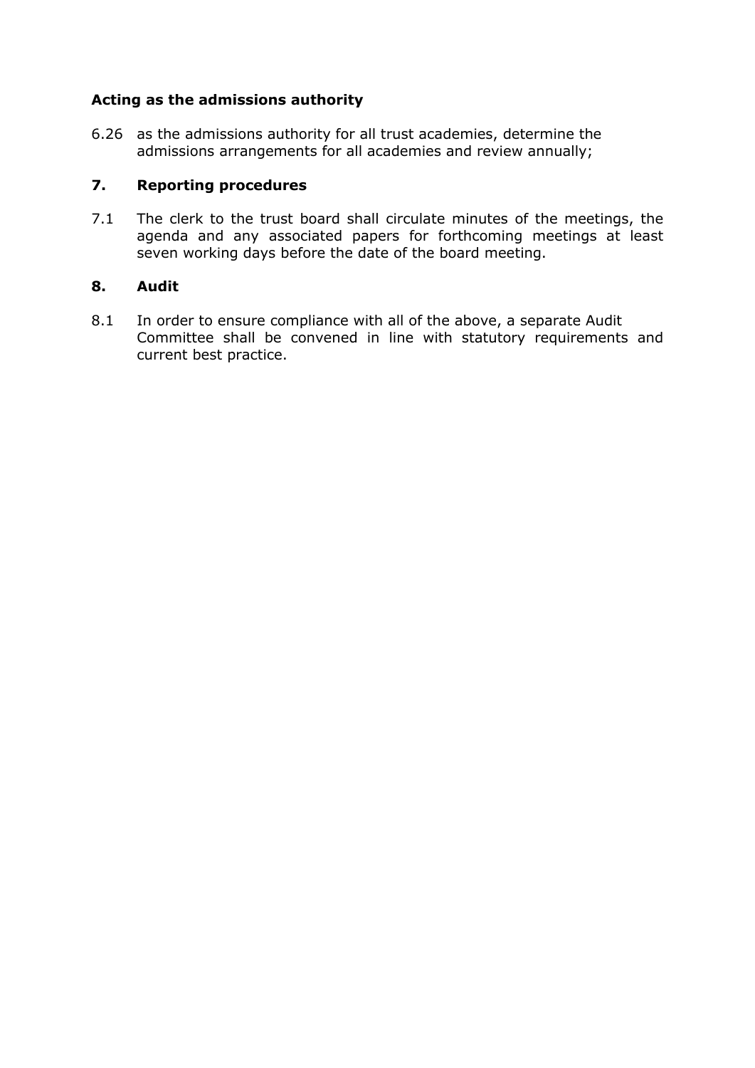**Acting as the admissions authority**

6.26 as the admissions authority for all trust academies, determine the admissions arrangements for all academies and review annually;

## 7. Reporting procedures

7.1 The clerk to the trust board shall circulate minutes of the meetings, the agenda and any associated papers for forthcoming meetings at least seven working days before the date of the board meeting.

## 8. Audit

8.1 In order to ensure compliance with all of the above, a separate Audit Committee shall be convened in line with statutory requirements and current best practice.